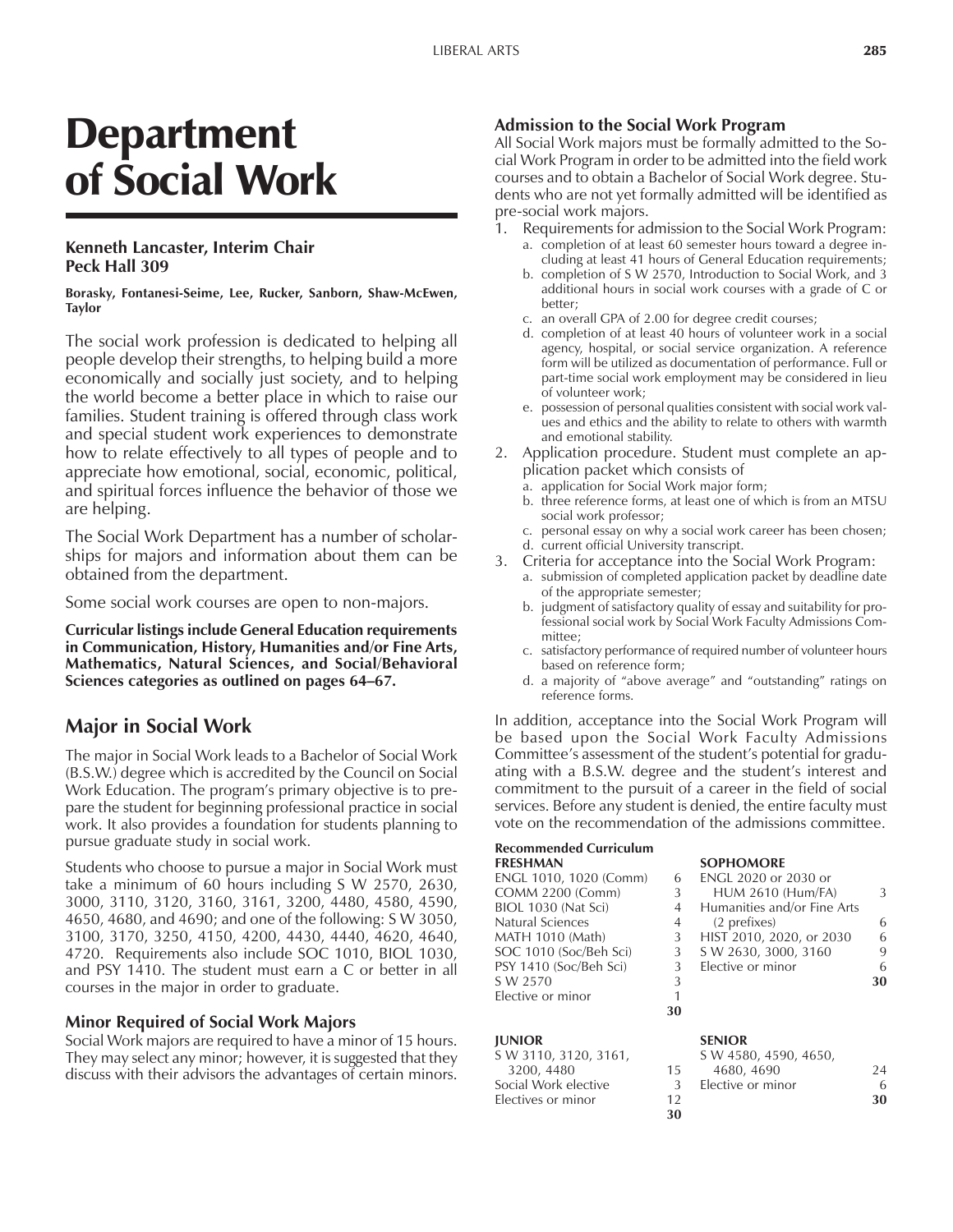# Department of Social Work

**Kenneth Lancaster, Interim Chair**
**Peck Hall 309**

**Borasky, Fontanesi-Seime, Lee, Rucker, Sanborn, Shaw-McEwen, Taylor**

The social work profession is dedicated to helping all people develop their strengths, to helping build a more economically and socially just society, and to helping the world become a better place in which to raise our families. Student training is offered through class work and special student work experiences to demonstrate how to relate effectively to all types of people and to appreciate how emotional, social, economic, political, and spiritual forces influence the behavior of those we are helping.

The Social Work Department has a number of scholarships for majors and information about them can be obtained from the department.

Some social work courses are open to non-majors.

**Curricular listings include General Education requirements in Communication, History, Humanities and/or Fine Arts, Mathematics, Natural Sciences, and Social/Behavioral Sciences categories as outlined on pages 64–67.**

## Major in Social Work

The major in Social Work leads to a Bachelor of Social Work (B.S.W.) degree which is accredited by the Council on Social Work Education. The program's primary objective is to prepare the student for beginning professional practice in social work. It also provides a foundation for students planning to pursue graduate study in social work.

Students who choose to pursue a major in Social Work must take a minimum of 60 hours including S W 2570, 2630, 3000, 3110, 3120, 3160, 3161, 3200, 4480, 4580, 4590, 4650, 4680, and 4690; and one of the following: S W 3050, 3100, 3170, 3250, 4150, 4200, 4430, 4440, 4620, 4640, 4720. Requirements also include SOC 1010, BIOL 1030, and PSY 1410. The student must earn a C or better in all courses in the major in order to graduate.

### Minor Required of Social Work Majors

Social Work majors are required to have a minor of 15 hours. They may select any minor; however, it is suggested that they discuss with their advisors the advantages of certain minors.

### Admission to the Social Work Program

All Social Work majors must be formally admitted to the Social Work Program in order to be admitted into the field work courses and to obtain a Bachelor of Social Work degree. Students who are not yet formally admitted will be identified as pre-social work majors.

1. Requirements for admission to the Social Work Program:
   a. completion of at least 60 semester hours toward a degree including at least 41 hours of General Education requirements;
   b. completion of S W 2570, Introduction to Social Work, and 3 additional hours in social work courses with a grade of C or better;
   c. an overall GPA of 2.00 for degree credit courses;
   d. completion of at least 40 hours of volunteer work in a social agency, hospital, or social service organization. A reference form will be utilized as documentation of performance. Full or part-time social work employment may be considered in lieu of volunteer work;
   e. possession of personal qualities consistent with social work values and ethics and the ability to relate to others with warmth and emotional stability.
2. Application procedure. Student must complete an application packet which consists of
   a. application for Social Work major form;
   b. three reference forms, at least one of which is from an MTSU social work professor;
   c. personal essay on why a social work career has been chosen;
   d. current official University transcript.
3. Criteria for acceptance into the Social Work Program:
   a. submission of completed application packet by deadline date of the appropriate semester;
   b. judgment of satisfactory quality of essay and suitability for professional social work by Social Work Faculty Admissions Committee;
   c. satisfactory performance of required number of volunteer hours based on reference form;
   d. a majority of "above average" and "outstanding" ratings on reference forms.

In addition, acceptance into the Social Work Program will be based upon the Social Work Faculty Admissions Committee's assessment of the student's potential for graduating with a B.S.W. degree and the student's interest and commitment to the pursuit of a career in the field of social services. Before any student is denied, the entire faculty must vote on the recommendation of the admissions committee.

**Recommended Curriculum**

| **FRESHMAN** | | **SOPHOMORE** | |
|---|---|---|---|
| ENGL 1010, 1020 (Comm) | 6 | ENGL 2020 or 2030 or HUM 2610 (Hum/FA) | 3 |
| COMM 2200 (Comm) | 3 | Humanities and/or Fine Arts (2 prefixes) | 6 |
| BIOL 1030 (Nat Sci) | 4 | HIST 2010, 2020, or 2030 | 6 |
| Natural Sciences | 4 | S W 2630, 3000, 3160 | 9 |
| MATH 1010 (Math) | 3 | Elective or minor | 6 |
| SOC 1010 (Soc/Beh Sci) | 3 | | **30** |
| PSY 1410 (Soc/Beh Sci) | 3 | | |
| S W 2570 | 3 | | |
| Elective or minor | 1 | | |
| | **30** | | |

| **JUNIOR** | | **SENIOR** | |
|---|---|---|---|
| S W 3110, 3120, 3161, 3200, 4480 | 15 | S W 4580, 4590, 4650, 4680, 4690 | 24 |
| Social Work elective | 3 | Elective or minor | 6 |
| Electives or minor | 12 | | **30** |
| | **30** | | |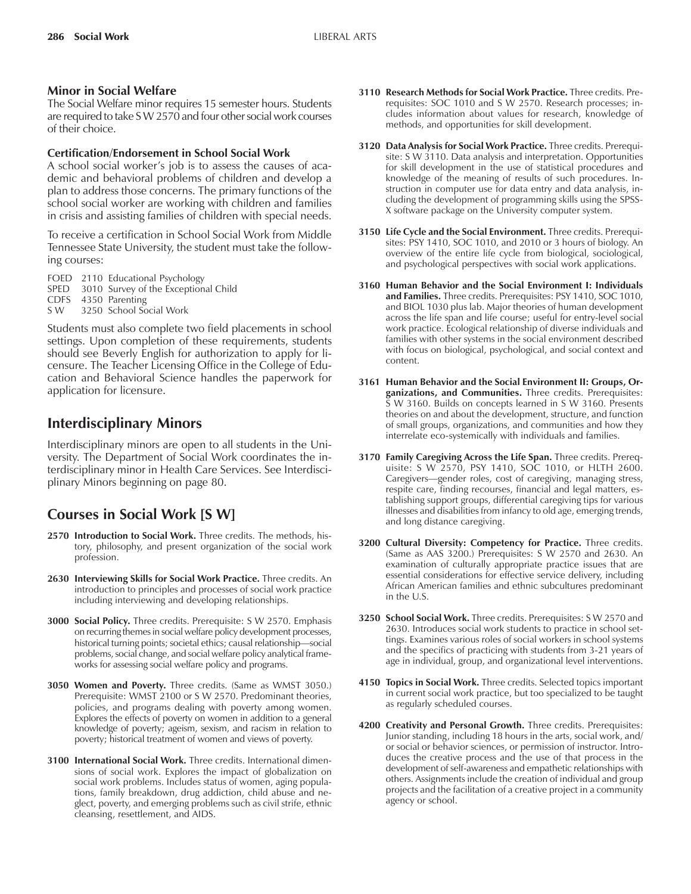### Minor in Social Welfare

The Social Welfare minor requires 15 semester hours. Students are required to take S W 2570 and four other social work courses of their choice.

### Certification/Endorsement in School Social Work

A school social worker's job is to assess the causes of academic and behavioral problems of children and develop a plan to address those concerns. The primary functions of the school social worker are working with children and families in crisis and assisting families of children with special needs.

To receive a certification in School Social Work from Middle Tennessee State University, the student must take the following courses:

FOED 2110 Educational Psychology
SPED 3010 Survey of the Exceptional Child
CDFS 4350 Parenting
S W 3250 School Social Work

Students must also complete two field placements in school settings. Upon completion of these requirements, students should see Beverly English for authorization to apply for licensure. The Teacher Licensing Office in the College of Education and Behavioral Science handles the paperwork for application for licensure.

## Interdisciplinary Minors

Interdisciplinary minors are open to all students in the University. The Department of Social Work coordinates the interdisciplinary minor in Health Care Services. See Interdisciplinary Minors beginning on page 80.

## Courses in Social Work [S W]

**2570 Introduction to Social Work.** Three credits. The methods, history, philosophy, and present organization of the social work profession.

**2630 Interviewing Skills for Social Work Practice.** Three credits. An introduction to principles and processes of social work practice including interviewing and developing relationships.

**3000 Social Policy.** Three credits. Prerequisite: S W 2570. Emphasis on recurring themes in social welfare policy development processes, historical turning points; societal ethics; causal relationship—social problems, social change, and social welfare policy analytical frameworks for assessing social welfare policy and programs.

**3050 Women and Poverty.** Three credits. (Same as WMST 3050.) Prerequisite: WMST 2100 or S W 2570. Predominant theories, policies, and programs dealing with poverty among women. Explores the effects of poverty on women in addition to a general knowledge of poverty; ageism, sexism, and racism in relation to poverty; historical treatment of women and views of poverty.

**3100 International Social Work.** Three credits. International dimensions of social work. Explores the impact of globalization on social work problems. Includes status of women, aging populations, family breakdown, drug addiction, child abuse and neglect, poverty, and emerging problems such as civil strife, ethnic cleansing, resettlement, and AIDS.

**3110 Research Methods for Social Work Practice.** Three credits. Prerequisites: SOC 1010 and S W 2570. Research processes; includes information about values for research, knowledge of methods, and opportunities for skill development.

**3120 Data Analysis for Social Work Practice.** Three credits. Prerequisite: S W 3110. Data analysis and interpretation. Opportunities for skill development in the use of statistical procedures and knowledge of the meaning of results of such procedures. Instruction in computer use for data entry and data analysis, including the development of programming skills using the SPSS-X software package on the University computer system.

**3150 Life Cycle and the Social Environment.** Three credits. Prerequisites: PSY 1410, SOC 1010, and 2010 or 3 hours of biology. An overview of the entire life cycle from biological, sociological, and psychological perspectives with social work applications.

**3160 Human Behavior and the Social Environment I: Individuals and Families.** Three credits. Prerequisites: PSY 1410, SOC 1010, and BIOL 1030 plus lab. Major theories of human development across the life span and life course; useful for entry-level social work practice. Ecological relationship of diverse individuals and families with other systems in the social environment described with focus on biological, psychological, and social context and content.

**3161 Human Behavior and the Social Environment II: Groups, Organizations, and Communities.** Three credits. Prerequisites: S W 3160. Builds on concepts learned in S W 3160. Presents theories on and about the development, structure, and function of small groups, organizations, and communities and how they interrelate eco-systemically with individuals and families.

**3170 Family Caregiving Across the Life Span.** Three credits. Prerequisite: S W 2570, PSY 1410, SOC 1010, or HLTH 2600. Caregivers—gender roles, cost of caregiving, managing stress, respite care, finding recourses, financial and legal matters, establishing support groups, differential caregiving tips for various illnesses and disabilities from infancy to old age, emerging trends, and long distance caregiving.

**3200 Cultural Diversity: Competency for Practice.** Three credits. (Same as AAS 3200.) Prerequisites: S W 2570 and 2630. An examination of culturally appropriate practice issues that are essential considerations for effective service delivery, including African American families and ethnic subcultures predominant in the U.S.

**3250 School Social Work.** Three credits. Prerequisites: S W 2570 and 2630. Introduces social work students to practice in school settings. Examines various roles of social workers in school systems and the specifics of practicing with students from 3-21 years of age in individual, group, and organizational level interventions.

**4150 Topics in Social Work.** Three credits. Selected topics important in current social work practice, but too specialized to be taught as regularly scheduled courses.

**4200 Creativity and Personal Growth.** Three credits. Prerequisites: Junior standing, including 18 hours in the arts, social work, and/or social or behavior sciences, or permission of instructor. Introduces the creative process and the use of that process in the development of self-awareness and empathetic relationships with others. Assignments include the creation of individual and group projects and the facilitation of a creative project in a community agency or school.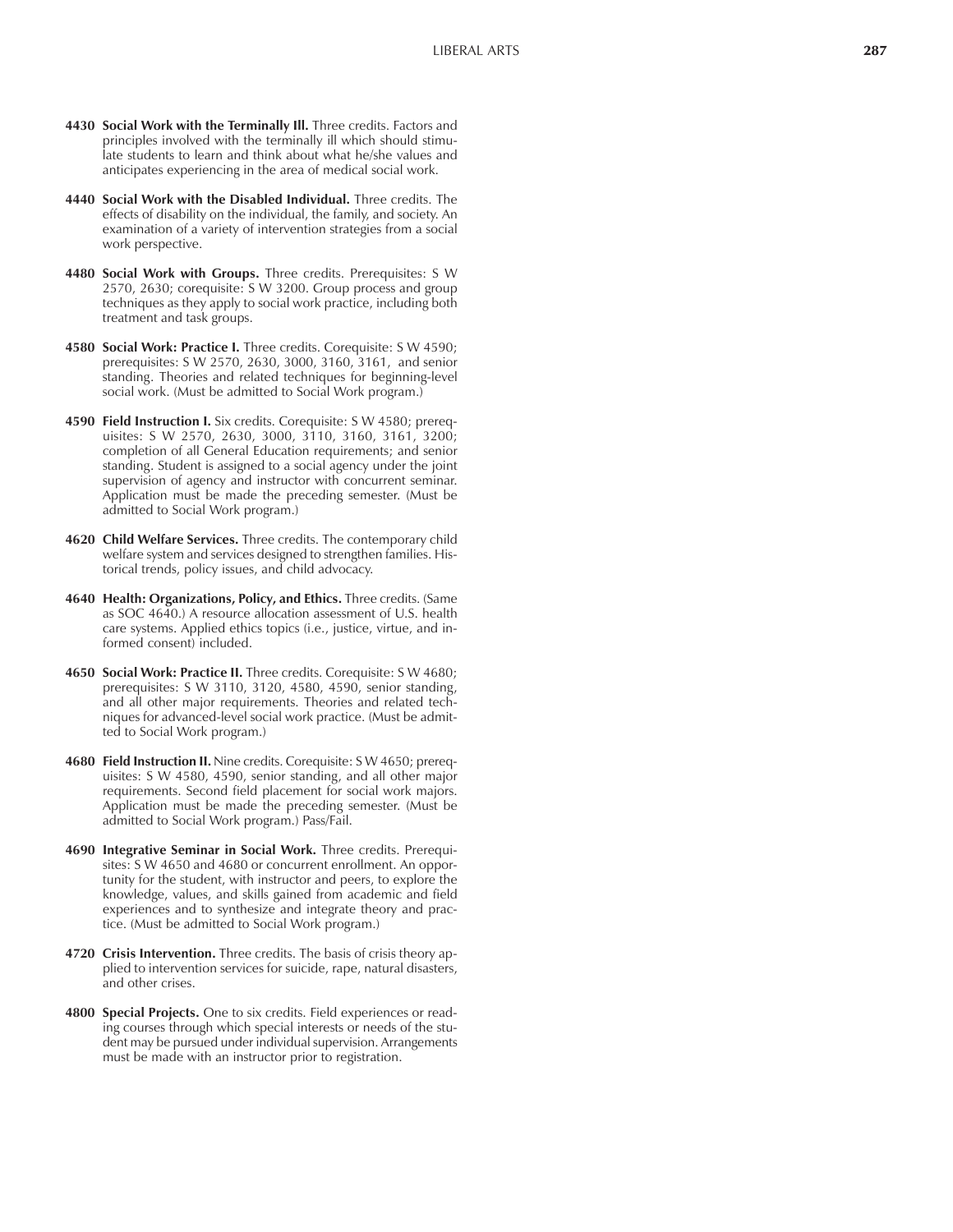**4430 Social Work with the Terminally Ill.** Three credits. Factors and principles involved with the terminally ill which should stimulate students to learn and think about what he/she values and anticipates experiencing in the area of medical social work.

**4440 Social Work with the Disabled Individual.** Three credits. The effects of disability on the individual, the family, and society. An examination of a variety of intervention strategies from a social work perspective.

**4480 Social Work with Groups.** Three credits. Prerequisites: S W 2570, 2630; corequisite: S W 3200. Group process and group techniques as they apply to social work practice, including both treatment and task groups.

**4580 Social Work: Practice I.** Three credits. Corequisite: S W 4590; prerequisites: S W 2570, 2630, 3000, 3160, 3161, and senior standing. Theories and related techniques for beginning-level social work. (Must be admitted to Social Work program.)

**4590 Field Instruction I.** Six credits. Corequisite: S W 4580; prerequisites: S W 2570, 2630, 3000, 3110, 3160, 3161, 3200; completion of all General Education requirements; and senior standing. Student is assigned to a social agency under the joint supervision of agency and instructor with concurrent seminar. Application must be made the preceding semester. (Must be admitted to Social Work program.)

**4620 Child Welfare Services.** Three credits. The contemporary child welfare system and services designed to strengthen families. Historical trends, policy issues, and child advocacy.

**4640 Health: Organizations, Policy, and Ethics.** Three credits. (Same as SOC 4640.) A resource allocation assessment of U.S. health care systems. Applied ethics topics (i.e., justice, virtue, and informed consent) included.

**4650 Social Work: Practice II.** Three credits. Corequisite: S W 4680; prerequisites: S W 3110, 3120, 4580, 4590, senior standing, and all other major requirements. Theories and related techniques for advanced-level social work practice. (Must be admitted to Social Work program.)

**4680 Field Instruction II.** Nine credits. Corequisite: S W 4650; prerequisites: S W 4580, 4590, senior standing, and all other major requirements. Second field placement for social work majors. Application must be made the preceding semester. (Must be admitted to Social Work program.) Pass/Fail.

**4690 Integrative Seminar in Social Work.** Three credits. Prerequisites: S W 4650 and 4680 or concurrent enrollment. An opportunity for the student, with instructor and peers, to explore the knowledge, values, and skills gained from academic and field experiences and to synthesize and integrate theory and practice. (Must be admitted to Social Work program.)

**4720 Crisis Intervention.** Three credits. The basis of crisis theory applied to intervention services for suicide, rape, natural disasters, and other crises.

**4800 Special Projects.** One to six credits. Field experiences or reading courses through which special interests or needs of the student may be pursued under individual supervision. Arrangements must be made with an instructor prior to registration.